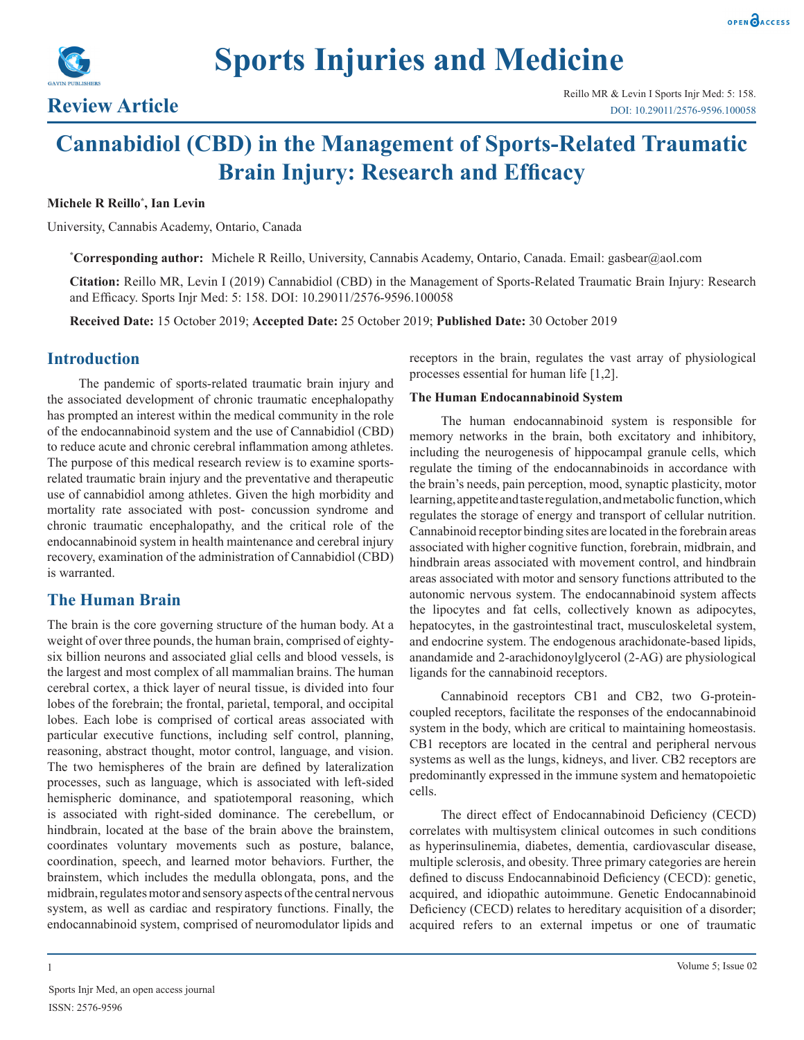**Review Article**

# Cannabidiol (CBD) in the Management of Sports-Related Traumatic Brain Injury: Research and Efficacy

**Michele R Reillo*, Ian Levin**

University, Cannabis Academy, Ontario, Canada

***Corresponding author:** Michele R Reillo, University, Cannabis Academy, Ontario, Canada. Email: gasbear@aol.com

**Citation:** Reillo MR, Levin I (2019) Cannabidiol (CBD) in the Management of Sports-Related Traumatic Brain Injury: Research and Efficacy. Sports Injr Med: 5: 158. DOI: 10.29011/2576-9596.100058

**Received Date:** 15 October 2019; **Accepted Date:** 25 October 2019; **Published Date:** 30 October 2019

## Introduction

The pandemic of sports-related traumatic brain injury and the associated development of chronic traumatic encephalopathy has prompted an interest within the medical community in the role of the endocannabinoid system and the use of Cannabidiol (CBD) to reduce acute and chronic cerebral inflammation among athletes. The purpose of this medical research review is to examine sports-related traumatic brain injury and the preventative and therapeutic use of cannabidiol among athletes. Given the high morbidity and mortality rate associated with post- concussion syndrome and chronic traumatic encephalopathy, and the critical role of the endocannabinoid system in health maintenance and cerebral injury recovery, examination of the administration of Cannabidiol (CBD) is warranted.

## The Human Brain

The brain is the core governing structure of the human body. At a weight of over three pounds, the human brain, comprised of eighty-six billion neurons and associated glial cells and blood vessels, is the largest and most complex of all mammalian brains. The human cerebral cortex, a thick layer of neural tissue, is divided into four lobes of the forebrain; the frontal, parietal, temporal, and occipital lobes. Each lobe is comprised of cortical areas associated with particular executive functions, including self control, planning, reasoning, abstract thought, motor control, language, and vision. The two hemispheres of the brain are defined by lateralization processes, such as language, which is associated with left-sided hemispheric dominance, and spatiotemporal reasoning, which is associated with right-sided dominance. The cerebellum, or hindbrain, located at the base of the brain above the brainstem, coordinates voluntary movements such as posture, balance, coordination, speech, and learned motor behaviors. Further, the brainstem, which includes the medulla oblongata, pons, and the midbrain, regulates motor and sensory aspects of the central nervous system, as well as cardiac and respiratory functions. Finally, the endocannabinoid system, comprised of neuromodulator lipids and receptors in the brain, regulates the vast array of physiological processes essential for human life [1,2].

### The Human Endocannabinoid System

The human endocannabinoid system is responsible for memory networks in the brain, both excitatory and inhibitory, including the neurogenesis of hippocampal granule cells, which regulate the timing of the endocannabinoids in accordance with the brain's needs, pain perception, mood, synaptic plasticity, motor learning, appetite and taste regulation, and metabolic function, which regulates the storage of energy and transport of cellular nutrition. Cannabinoid receptor binding sites are located in the forebrain areas associated with higher cognitive function, forebrain, midbrain, and hindbrain areas associated with movement control, and hindbrain areas associated with motor and sensory functions attributed to the autonomic nervous system. The endocannabinoid system affects the lipocytes and fat cells, collectively known as adipocytes, hepatocytes, in the gastrointestinal tract, musculoskeletal system, and endocrine system. The endogenous arachidonate-based lipids, anandamide and 2-arachidonoylglycerol (2-AG) are physiological ligands for the cannabinoid receptors.

Cannabinoid receptors CB1 and CB2, two G-protein-coupled receptors, facilitate the responses of the endocannabinoid system in the body, which are critical to maintaining homeostasis. CB1 receptors are located in the central and peripheral nervous systems as well as the lungs, kidneys, and liver. CB2 receptors are predominantly expressed in the immune system and hematopoietic cells.

The direct effect of Endocannabinoid Deficiency (CECD) correlates with multisystem clinical outcomes in such conditions as hyperinsulinemia, diabetes, dementia, cardiovascular disease, multiple sclerosis, and obesity. Three primary categories are herein defined to discuss Endocannabinoid Deficiency (CECD): genetic, acquired, and idiopathic autoimmune. Genetic Endocannabinoid Deficiency (CECD) relates to hereditary acquisition of a disorder; acquired refers to an external impetus or one of traumatic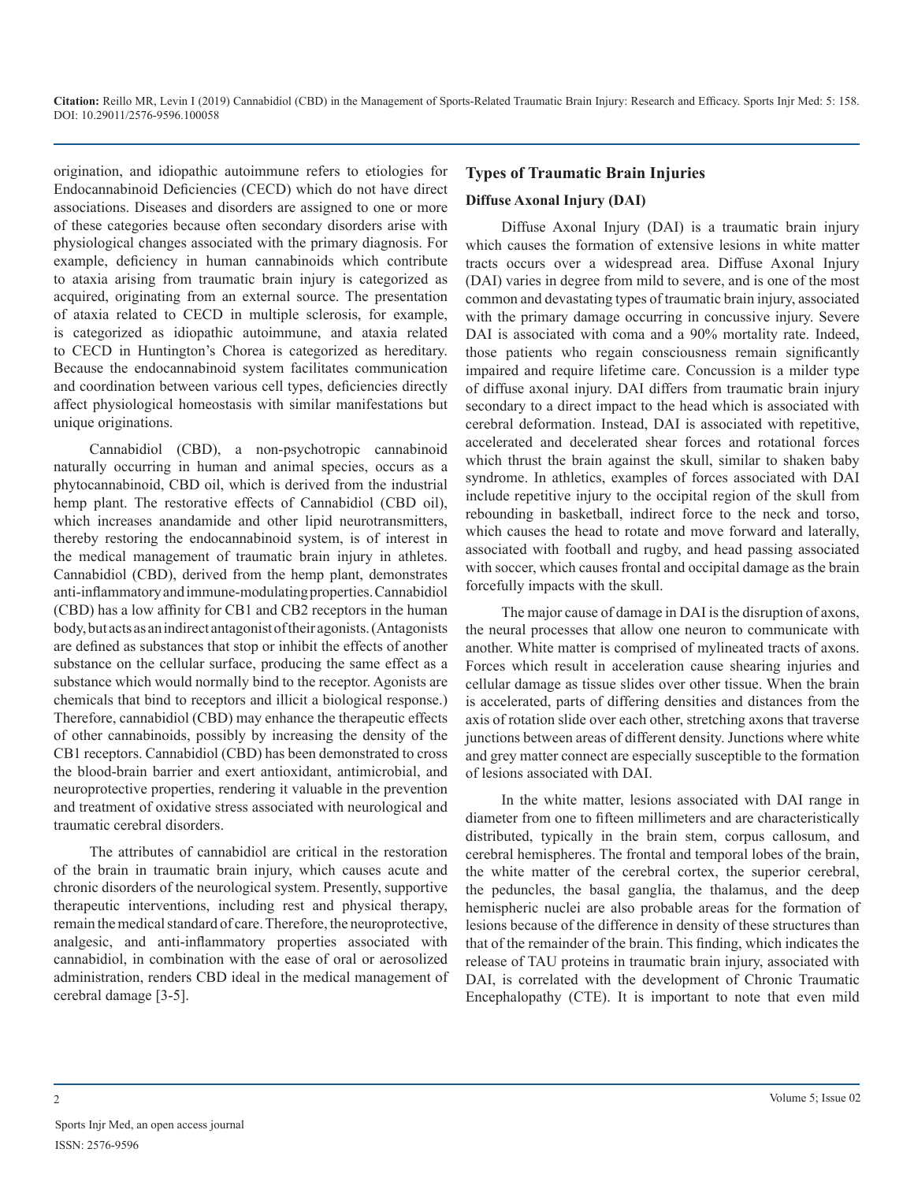origination, and idiopathic autoimmune refers to etiologies for Endocannabinoid Deficiencies (CECD) which do not have direct associations. Diseases and disorders are assigned to one or more of these categories because often secondary disorders arise with physiological changes associated with the primary diagnosis. For example, deficiency in human cannabinoids which contribute to ataxia arising from traumatic brain injury is categorized as acquired, originating from an external source. The presentation of ataxia related to CECD in multiple sclerosis, for example, is categorized as idiopathic autoimmune, and ataxia related to CECD in Huntington's Chorea is categorized as hereditary. Because the endocannabinoid system facilitates communication and coordination between various cell types, deficiencies directly affect physiological homeostasis with similar manifestations but unique originations.

Cannabidiol (CBD), a non-psychotropic cannabinoid naturally occurring in human and animal species, occurs as a phytocannabinoid, CBD oil, which is derived from the industrial hemp plant. The restorative effects of Cannabidiol (CBD oil), which increases anandamide and other lipid neurotransmitters, thereby restoring the endocannabinoid system, is of interest in the medical management of traumatic brain injury in athletes. Cannabidiol (CBD), derived from the hemp plant, demonstrates anti-inflammatory and immune-modulating properties. Cannabidiol (CBD) has a low affinity for CB1 and CB2 receptors in the human body, but acts as an indirect antagonist of their agonists. (Antagonists are defined as substances that stop or inhibit the effects of another substance on the cellular surface, producing the same effect as a substance which would normally bind to the receptor. Agonists are chemicals that bind to receptors and illicit a biological response.) Therefore, cannabidiol (CBD) may enhance the therapeutic effects of other cannabinoids, possibly by increasing the density of the CB1 receptors. Cannabidiol (CBD) has been demonstrated to cross the blood-brain barrier and exert antioxidant, antimicrobial, and neuroprotective properties, rendering it valuable in the prevention and treatment of oxidative stress associated with neurological and traumatic cerebral disorders.

The attributes of cannabidiol are critical in the restoration of the brain in traumatic brain injury, which causes acute and chronic disorders of the neurological system. Presently, supportive therapeutic interventions, including rest and physical therapy, remain the medical standard of care. Therefore, the neuroprotective, analgesic, and anti-inflammatory properties associated with cannabidiol, in combination with the ease of oral or aerosolized administration, renders CBD ideal in the medical management of cerebral damage [3-5].

## Types of Traumatic Brain Injuries

### Diffuse Axonal Injury (DAI)

Diffuse Axonal Injury (DAI) is a traumatic brain injury which causes the formation of extensive lesions in white matter tracts occurs over a widespread area. Diffuse Axonal Injury (DAI) varies in degree from mild to severe, and is one of the most common and devastating types of traumatic brain injury, associated with the primary damage occurring in concussive injury. Severe DAI is associated with coma and a 90% mortality rate. Indeed, those patients who regain consciousness remain significantly impaired and require lifetime care. Concussion is a milder type of diffuse axonal injury. DAI differs from traumatic brain injury secondary to a direct impact to the head which is associated with cerebral deformation. Instead, DAI is associated with repetitive, accelerated and decelerated shear forces and rotational forces which thrust the brain against the skull, similar to shaken baby syndrome. In athletics, examples of forces associated with DAI include repetitive injury to the occipital region of the skull from rebounding in basketball, indirect force to the neck and torso, which causes the head to rotate and move forward and laterally, associated with football and rugby, and head passing associated with soccer, which causes frontal and occipital damage as the brain forcefully impacts with the skull.

The major cause of damage in DAI is the disruption of axons, the neural processes that allow one neuron to communicate with another. White matter is comprised of mylineated tracts of axons. Forces which result in acceleration cause shearing injuries and cellular damage as tissue slides over other tissue. When the brain is accelerated, parts of differing densities and distances from the axis of rotation slide over each other, stretching axons that traverse junctions between areas of different density. Junctions where white and grey matter connect are especially susceptible to the formation of lesions associated with DAI.

In the white matter, lesions associated with DAI range in diameter from one to fifteen millimeters and are characteristically distributed, typically in the brain stem, corpus callosum, and cerebral hemispheres. The frontal and temporal lobes of the brain, the white matter of the cerebral cortex, the superior cerebral, the peduncles, the basal ganglia, the thalamus, and the deep hemispheric nuclei are also probable areas for the formation of lesions because of the difference in density of these structures than that of the remainder of the brain. This finding, which indicates the release of TAU proteins in traumatic brain injury, associated with DAI, is correlated with the development of Chronic Traumatic Encephalopathy (CTE). It is important to note that even mild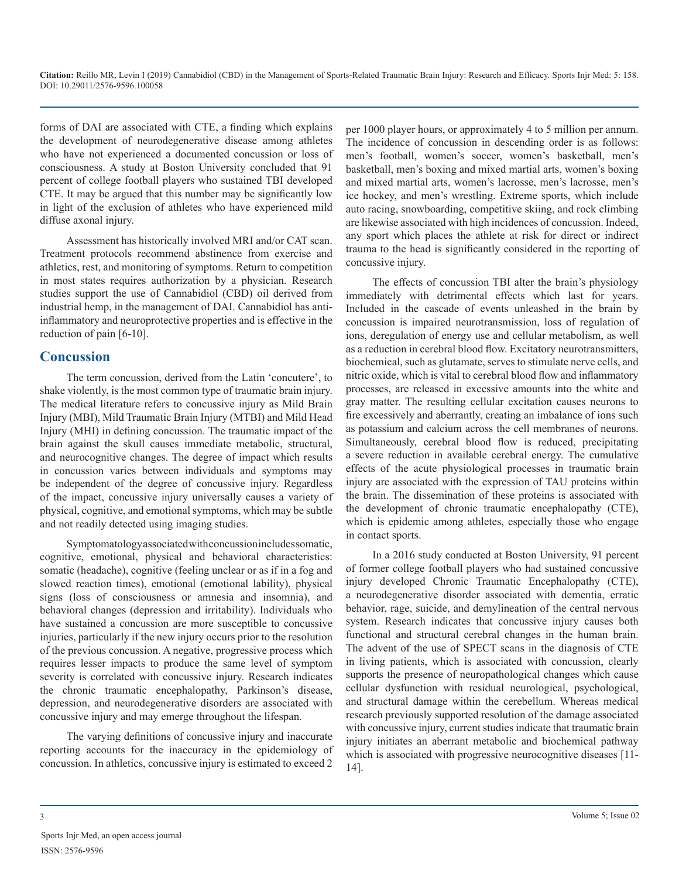forms of DAI are associated with CTE, a finding which explains the development of neurodegenerative disease among athletes who have not experienced a documented concussion or loss of consciousness. A study at Boston University concluded that 91 percent of college football players who sustained TBI developed CTE. It may be argued that this number may be significantly low in light of the exclusion of athletes who have experienced mild diffuse axonal injury.

Assessment has historically involved MRI and/or CAT scan. Treatment protocols recommend abstinence from exercise and athletics, rest, and monitoring of symptoms. Return to competition in most states requires authorization by a physician. Research studies support the use of Cannabidiol (CBD) oil derived from industrial hemp, in the management of DAI. Cannabidiol has anti-inflammatory and neuroprotective properties and is effective in the reduction of pain [6-10].

## Concussion

The term concussion, derived from the Latin 'concutere', to shake violently, is the most common type of traumatic brain injury. The medical literature refers to concussive injury as Mild Brain Injury (MBI), Mild Traumatic Brain Injury (MTBI) and Mild Head Injury (MHI) in defining concussion. The traumatic impact of the brain against the skull causes immediate metabolic, structural, and neurocognitive changes. The degree of impact which results in concussion varies between individuals and symptoms may be independent of the degree of concussive injury. Regardless of the impact, concussive injury universally causes a variety of physical, cognitive, and emotional symptoms, which may be subtle and not readily detected using imaging studies.

Symptomatology associated with concussion includes somatic, cognitive, emotional, physical and behavioral characteristics: somatic (headache), cognitive (feeling unclear or as if in a fog and slowed reaction times), emotional (emotional lability), physical signs (loss of consciousness or amnesia and insomnia), and behavioral changes (depression and irritability). Individuals who have sustained a concussion are more susceptible to concussive injuries, particularly if the new injury occurs prior to the resolution of the previous concussion. A negative, progressive process which requires lesser impacts to produce the same level of symptom severity is correlated with concussive injury. Research indicates the chronic traumatic encephalopathy, Parkinson's disease, depression, and neurodegenerative disorders are associated with concussive injury and may emerge throughout the lifespan.

The varying definitions of concussive injury and inaccurate reporting accounts for the inaccuracy in the epidemiology of concussion. In athletics, concussive injury is estimated to exceed 2 per 1000 player hours, or approximately 4 to 5 million per annum. The incidence of concussion in descending order is as follows: men's football, women's soccer, women's basketball, men's basketball, men's boxing and mixed martial arts, women's boxing and mixed martial arts, women's lacrosse, men's lacrosse, men's ice hockey, and men's wrestling. Extreme sports, which include auto racing, snowboarding, competitive skiing, and rock climbing are likewise associated with high incidences of concussion. Indeed, any sport which places the athlete at risk for direct or indirect trauma to the head is significantly considered in the reporting of concussive injury.

The effects of concussion TBI alter the brain's physiology immediately with detrimental effects which last for years. Included in the cascade of events unleashed in the brain by concussion is impaired neurotransmission, loss of regulation of ions, deregulation of energy use and cellular metabolism, as well as a reduction in cerebral blood flow. Excitatory neurotransmitters, biochemical, such as glutamate, serves to stimulate nerve cells, and nitric oxide, which is vital to cerebral blood flow and inflammatory processes, are released in excessive amounts into the white and gray matter. The resulting cellular excitation causes neurons to fire excessively and aberrantly, creating an imbalance of ions such as potassium and calcium across the cell membranes of neurons. Simultaneously, cerebral blood flow is reduced, precipitating a severe reduction in available cerebral energy. The cumulative effects of the acute physiological processes in traumatic brain injury are associated with the expression of TAU proteins within the brain. The dissemination of these proteins is associated with the development of chronic traumatic encephalopathy (CTE), which is epidemic among athletes, especially those who engage in contact sports.

In a 2016 study conducted at Boston University, 91 percent of former college football players who had sustained concussive injury developed Chronic Traumatic Encephalopathy (CTE), a neurodegenerative disorder associated with dementia, erratic behavior, rage, suicide, and demylineation of the central nervous system. Research indicates that concussive injury causes both functional and structural cerebral changes in the human brain. The advent of the use of SPECT scans in the diagnosis of CTE in living patients, which is associated with concussion, clearly supports the presence of neuropathological changes which cause cellular dysfunction with residual neurological, psychological, and structural damage within the cerebellum. Whereas medical research previously supported resolution of the damage associated with concussive injury, current studies indicate that traumatic brain injury initiates an aberrant metabolic and biochemical pathway which is associated with progressive neurocognitive diseases [11-14].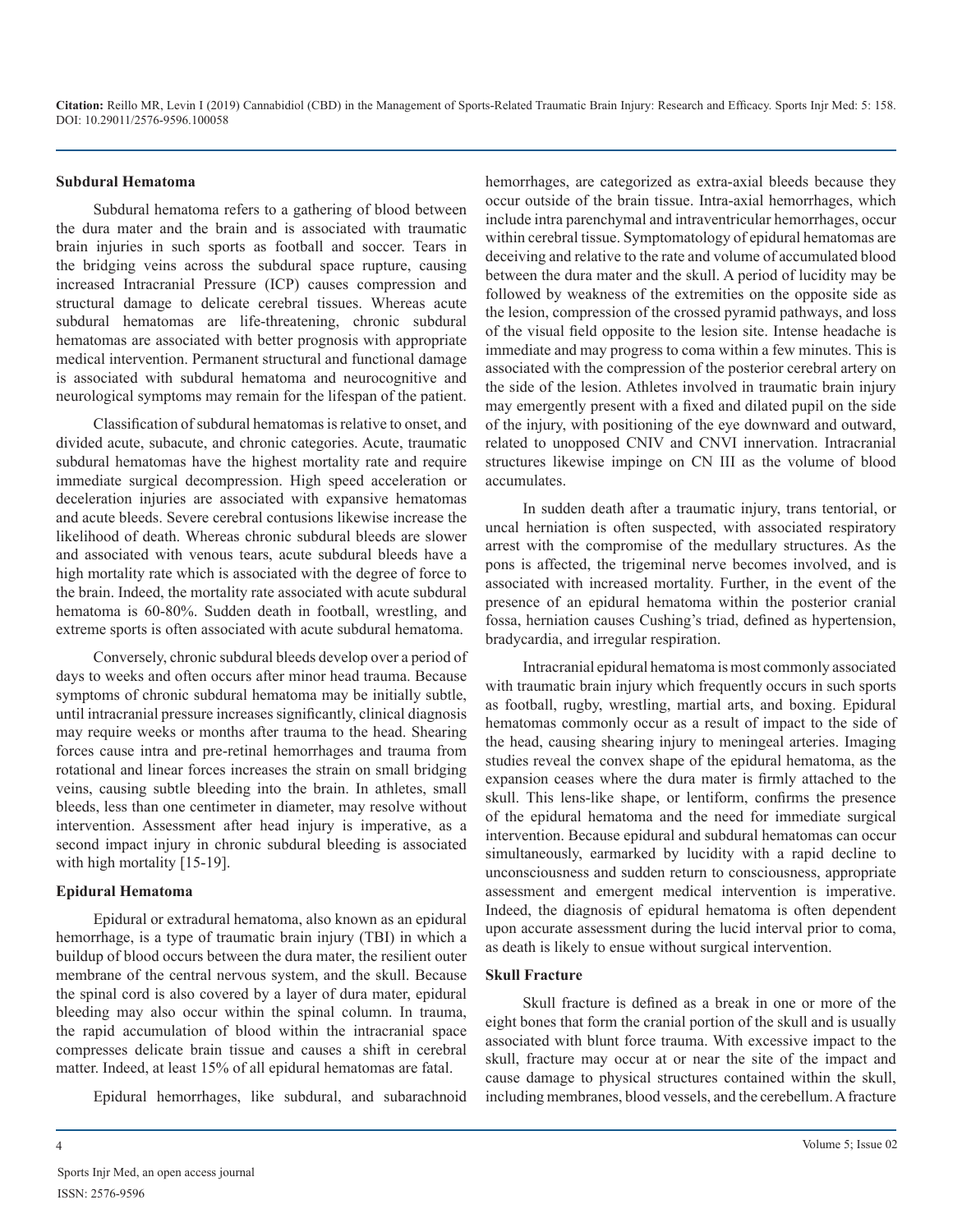### Subdural Hematoma

Subdural hematoma refers to a gathering of blood between the dura mater and the brain and is associated with traumatic brain injuries in such sports as football and soccer. Tears in the bridging veins across the subdural space rupture, causing increased Intracranial Pressure (ICP) causes compression and structural damage to delicate cerebral tissues. Whereas acute subdural hematomas are life-threatening, chronic subdural hematomas are associated with better prognosis with appropriate medical intervention. Permanent structural and functional damage is associated with subdural hematoma and neurocognitive and neurological symptoms may remain for the lifespan of the patient.

Classification of subdural hematomas is relative to onset, and divided acute, subacute, and chronic categories. Acute, traumatic subdural hematomas have the highest mortality rate and require immediate surgical decompression. High speed acceleration or deceleration injuries are associated with expansive hematomas and acute bleeds. Severe cerebral contusions likewise increase the likelihood of death. Whereas chronic subdural bleeds are slower and associated with venous tears, acute subdural bleeds have a high mortality rate which is associated with the degree of force to the brain. Indeed, the mortality rate associated with acute subdural hematoma is 60-80%. Sudden death in football, wrestling, and extreme sports is often associated with acute subdural hematoma.

Conversely, chronic subdural bleeds develop over a period of days to weeks and often occurs after minor head trauma. Because symptoms of chronic subdural hematoma may be initially subtle, until intracranial pressure increases significantly, clinical diagnosis may require weeks or months after trauma to the head. Shearing forces cause intra and pre-retinal hemorrhages and trauma from rotational and linear forces increases the strain on small bridging veins, causing subtle bleeding into the brain. In athletes, small bleeds, less than one centimeter in diameter, may resolve without intervention. Assessment after head injury is imperative, as a second impact injury in chronic subdural bleeding is associated with high mortality [15-19].

### Epidural Hematoma

Epidural or extradural hematoma, also known as an epidural hemorrhage, is a type of traumatic brain injury (TBI) in which a buildup of blood occurs between the dura mater, the resilient outer membrane of the central nervous system, and the skull. Because the spinal cord is also covered by a layer of dura mater, epidural bleeding may also occur within the spinal column. In trauma, the rapid accumulation of blood within the intracranial space compresses delicate brain tissue and causes a shift in cerebral matter. Indeed, at least 15% of all epidural hematomas are fatal.

Epidural hemorrhages, like subdural, and subarachnoid hemorrhages, are categorized as extra-axial bleeds because they occur outside of the brain tissue. Intra-axial hemorrhages, which include intra parenchymal and intraventricular hemorrhages, occur within cerebral tissue. Symptomatology of epidural hematomas are deceiving and relative to the rate and volume of accumulated blood between the dura mater and the skull. A period of lucidity may be followed by weakness of the extremities on the opposite side as the lesion, compression of the crossed pyramid pathways, and loss of the visual field opposite to the lesion site. Intense headache is immediate and may progress to coma within a few minutes. This is associated with the compression of the posterior cerebral artery on the side of the lesion. Athletes involved in traumatic brain injury may emergently present with a fixed and dilated pupil on the side of the injury, with positioning of the eye downward and outward, related to unopposed CNIV and CNVI innervation. Intracranial structures likewise impinge on CN III as the volume of blood accumulates.

In sudden death after a traumatic injury, trans tentorial, or uncal herniation is often suspected, with associated respiratory arrest with the compromise of the medullary structures. As the pons is affected, the trigeminal nerve becomes involved, and is associated with increased mortality. Further, in the event of the presence of an epidural hematoma within the posterior cranial fossa, herniation causes Cushing's triad, defined as hypertension, bradycardia, and irregular respiration.

Intracranial epidural hematoma is most commonly associated with traumatic brain injury which frequently occurs in such sports as football, rugby, wrestling, martial arts, and boxing. Epidural hematomas commonly occur as a result of impact to the side of the head, causing shearing injury to meningeal arteries. Imaging studies reveal the convex shape of the epidural hematoma, as the expansion ceases where the dura mater is firmly attached to the skull. This lens-like shape, or lentiform, confirms the presence of the epidural hematoma and the need for immediate surgical intervention. Because epidural and subdural hematomas can occur simultaneously, earmarked by lucidity with a rapid decline to unconsciousness and sudden return to consciousness, appropriate assessment and emergent medical intervention is imperative. Indeed, the diagnosis of epidural hematoma is often dependent upon accurate assessment during the lucid interval prior to coma, as death is likely to ensue without surgical intervention.

### Skull Fracture

Skull fracture is defined as a break in one or more of the eight bones that form the cranial portion of the skull and is usually associated with blunt force trauma. With excessive impact to the skull, fracture may occur at or near the site of the impact and cause damage to physical structures contained within the skull, including membranes, blood vessels, and the cerebellum. A fracture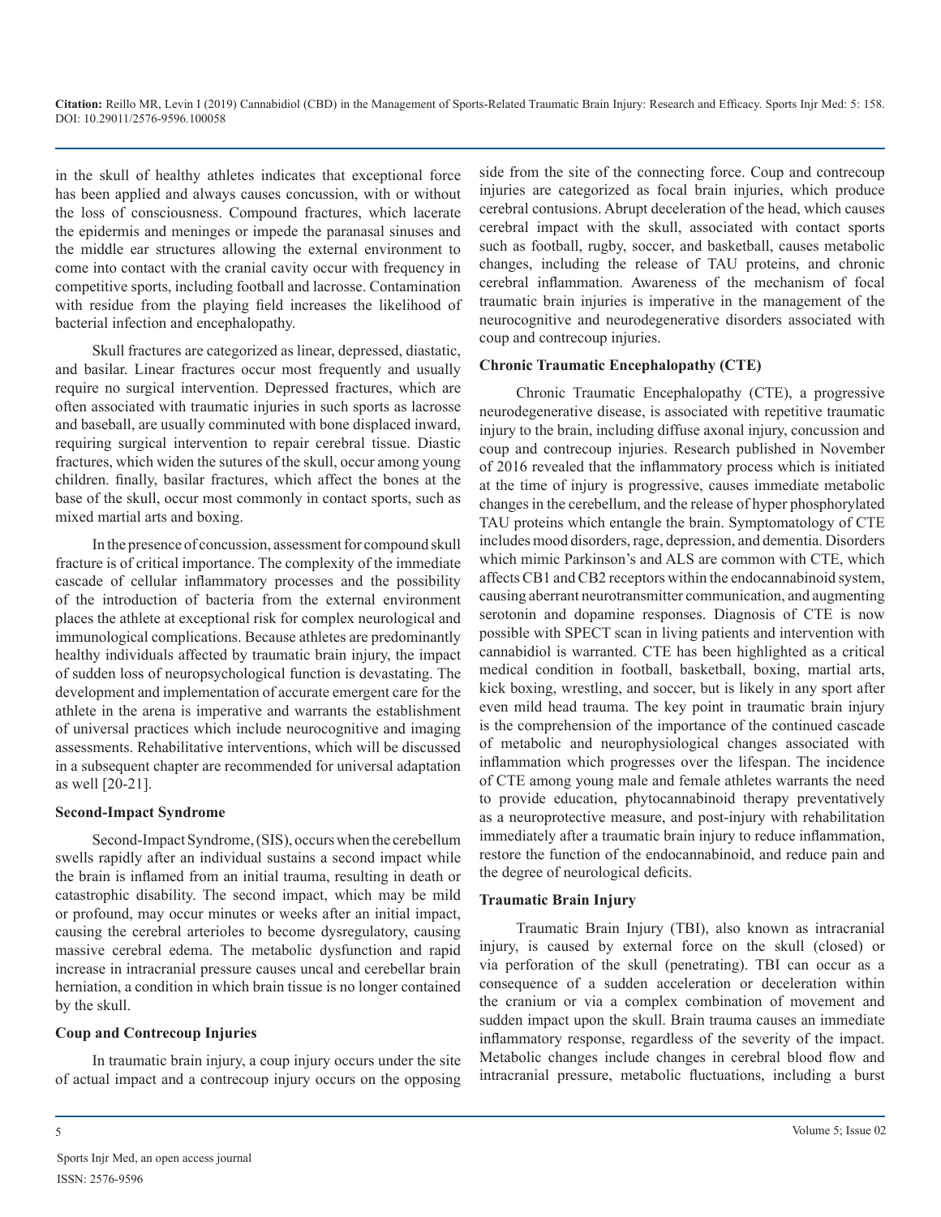in the skull of healthy athletes indicates that exceptional force has been applied and always causes concussion, with or without the loss of consciousness. Compound fractures, which lacerate the epidermis and meninges or impede the paranasal sinuses and the middle ear structures allowing the external environment to come into contact with the cranial cavity occur with frequency in competitive sports, including football and lacrosse. Contamination with residue from the playing field increases the likelihood of bacterial infection and encephalopathy.

Skull fractures are categorized as linear, depressed, diastatic, and basilar. Linear fractures occur most frequently and usually require no surgical intervention. Depressed fractures, which are often associated with traumatic injuries in such sports as lacrosse and baseball, are usually comminuted with bone displaced inward, requiring surgical intervention to repair cerebral tissue. Diastic fractures, which widen the sutures of the skull, occur among young children. finally, basilar fractures, which affect the bones at the base of the skull, occur most commonly in contact sports, such as mixed martial arts and boxing.

In the presence of concussion, assessment for compound skull fracture is of critical importance. The complexity of the immediate cascade of cellular inflammatory processes and the possibility of the introduction of bacteria from the external environment places the athlete at exceptional risk for complex neurological and immunological complications. Because athletes are predominantly healthy individuals affected by traumatic brain injury, the impact of sudden loss of neuropsychological function is devastating. The development and implementation of accurate emergent care for the athlete in the arena is imperative and warrants the establishment of universal practices which include neurocognitive and imaging assessments. Rehabilitative interventions, which will be discussed in a subsequent chapter are recommended for universal adaptation as well [20-21].

**Second-Impact Syndrome**

Second-Impact Syndrome, (SIS), occurs when the cerebellum swells rapidly after an individual sustains a second impact while the brain is inflamed from an initial trauma, resulting in death or catastrophic disability. The second impact, which may be mild or profound, may occur minutes or weeks after an initial impact, causing the cerebral arterioles to become dysregulatory, causing massive cerebral edema. The metabolic dysfunction and rapid increase in intracranial pressure causes uncal and cerebellar brain herniation, a condition in which brain tissue is no longer contained by the skull.

**Coup and Contrecoup Injuries**

In traumatic brain injury, a coup injury occurs under the site of actual impact and a contrecoup injury occurs on the opposing side from the site of the connecting force. Coup and contrecoup injuries are categorized as focal brain injuries, which produce cerebral contusions. Abrupt deceleration of the head, which causes cerebral impact with the skull, associated with contact sports such as football, rugby, soccer, and basketball, causes metabolic changes, including the release of TAU proteins, and chronic cerebral inflammation. Awareness of the mechanism of focal traumatic brain injuries is imperative in the management of the neurocognitive and neurodegenerative disorders associated with coup and contrecoup injuries.

**Chronic Traumatic Encephalopathy (CTE)**

Chronic Traumatic Encephalopathy (CTE), a progressive neurodegenerative disease, is associated with repetitive traumatic injury to the brain, including diffuse axonal injury, concussion and coup and contrecoup injuries. Research published in November of 2016 revealed that the inflammatory process which is initiated at the time of injury is progressive, causes immediate metabolic changes in the cerebellum, and the release of hyper phosphorylated TAU proteins which entangle the brain. Symptomatology of CTE includes mood disorders, rage, depression, and dementia. Disorders which mimic Parkinson's and ALS are common with CTE, which affects CB1 and CB2 receptors within the endocannabinoid system, causing aberrant neurotransmitter communication, and augmenting serotonin and dopamine responses. Diagnosis of CTE is now possible with SPECT scan in living patients and intervention with cannabidiol is warranted. CTE has been highlighted as a critical medical condition in football, basketball, boxing, martial arts, kick boxing, wrestling, and soccer, but is likely in any sport after even mild head trauma. The key point in traumatic brain injury is the comprehension of the importance of the continued cascade of metabolic and neurophysiological changes associated with inflammation which progresses over the lifespan. The incidence of CTE among young male and female athletes warrants the need to provide education, phytocannabinoid therapy preventatively as a neuroprotective measure, and post-injury with rehabilitation immediately after a traumatic brain injury to reduce inflammation, restore the function of the endocannabinoid, and reduce pain and the degree of neurological deficits.

**Traumatic Brain Injury**

Traumatic Brain Injury (TBI), also known as intracranial injury, is caused by external force on the skull (closed) or via perforation of the skull (penetrating). TBI can occur as a consequence of a sudden acceleration or deceleration within the cranium or via a complex combination of movement and sudden impact upon the skull. Brain trauma causes an immediate inflammatory response, regardless of the severity of the impact. Metabolic changes include changes in cerebral blood flow and intracranial pressure, metabolic fluctuations, including a burst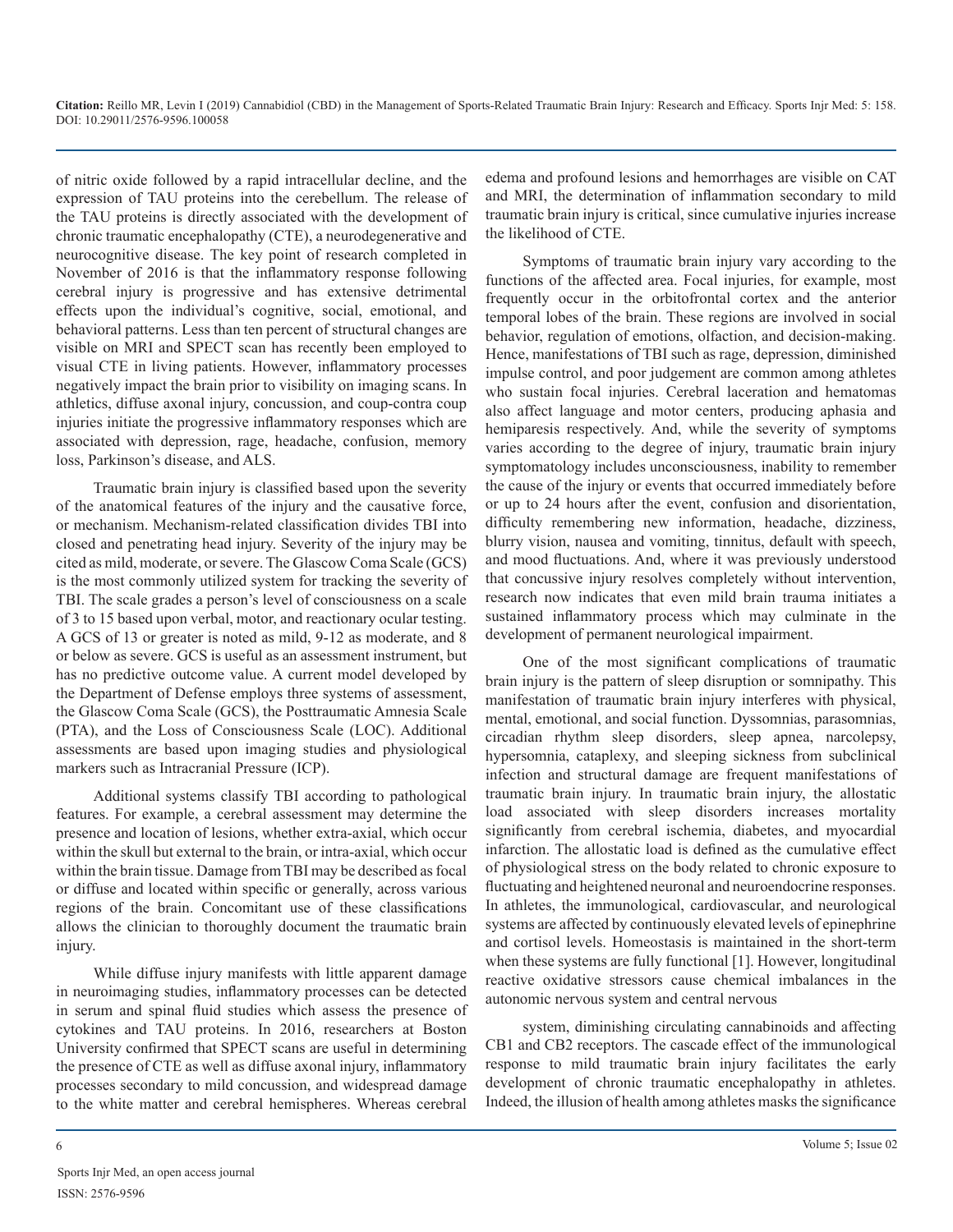of nitric oxide followed by a rapid intracellular decline, and the expression of TAU proteins into the cerebellum. The release of the TAU proteins is directly associated with the development of chronic traumatic encephalopathy (CTE), a neurodegenerative and neurocognitive disease. The key point of research completed in November of 2016 is that the inflammatory response following cerebral injury is progressive and has extensive detrimental effects upon the individual's cognitive, social, emotional, and behavioral patterns. Less than ten percent of structural changes are visible on MRI and SPECT scan has recently been employed to visual CTE in living patients. However, inflammatory processes negatively impact the brain prior to visibility on imaging scans. In athletics, diffuse axonal injury, concussion, and coup-contra coup injuries initiate the progressive inflammatory responses which are associated with depression, rage, headache, confusion, memory loss, Parkinson's disease, and ALS.

Traumatic brain injury is classified based upon the severity of the anatomical features of the injury and the causative force, or mechanism. Mechanism-related classification divides TBI into closed and penetrating head injury. Severity of the injury may be cited as mild, moderate, or severe. The Glascow Coma Scale (GCS) is the most commonly utilized system for tracking the severity of TBI. The scale grades a person's level of consciousness on a scale of 3 to 15 based upon verbal, motor, and reactionary ocular testing. A GCS of 13 or greater is noted as mild, 9-12 as moderate, and 8 or below as severe. GCS is useful as an assessment instrument, but has no predictive outcome value. A current model developed by the Department of Defense employs three systems of assessment, the Glascow Coma Scale (GCS), the Posttraumatic Amnesia Scale (PTA), and the Loss of Consciousness Scale (LOC). Additional assessments are based upon imaging studies and physiological markers such as Intracranial Pressure (ICP).

Additional systems classify TBI according to pathological features. For example, a cerebral assessment may determine the presence and location of lesions, whether extra-axial, which occur within the skull but external to the brain, or intra-axial, which occur within the brain tissue. Damage from TBI may be described as focal or diffuse and located within specific or generally, across various regions of the brain. Concomitant use of these classifications allows the clinician to thoroughly document the traumatic brain injury.

While diffuse injury manifests with little apparent damage in neuroimaging studies, inflammatory processes can be detected in serum and spinal fluid studies which assess the presence of cytokines and TAU proteins. In 2016, researchers at Boston University confirmed that SPECT scans are useful in determining the presence of CTE as well as diffuse axonal injury, inflammatory processes secondary to mild concussion, and widespread damage to the white matter and cerebral hemispheres. Whereas cerebral edema and profound lesions and hemorrhages are visible on CAT and MRI, the determination of inflammation secondary to mild traumatic brain injury is critical, since cumulative injuries increase the likelihood of CTE.

Symptoms of traumatic brain injury vary according to the functions of the affected area. Focal injuries, for example, most frequently occur in the orbitofrontal cortex and the anterior temporal lobes of the brain. These regions are involved in social behavior, regulation of emotions, olfaction, and decision-making. Hence, manifestations of TBI such as rage, depression, diminished impulse control, and poor judgement are common among athletes who sustain focal injuries. Cerebral laceration and hematomas also affect language and motor centers, producing aphasia and hemiparesis respectively. And, while the severity of symptoms varies according to the degree of injury, traumatic brain injury symptomatology includes unconsciousness, inability to remember the cause of the injury or events that occurred immediately before or up to 24 hours after the event, confusion and disorientation, difficulty remembering new information, headache, dizziness, blurry vision, nausea and vomiting, tinnitus, default with speech, and mood fluctuations. And, where it was previously understood that concussive injury resolves completely without intervention, research now indicates that even mild brain trauma initiates a sustained inflammatory process which may culminate in the development of permanent neurological impairment.

One of the most significant complications of traumatic brain injury is the pattern of sleep disruption or somnipathy. This manifestation of traumatic brain injury interferes with physical, mental, emotional, and social function. Dyssomnias, parasomnias, circadian rhythm sleep disorders, sleep apnea, narcolepsy, hypersomnia, cataplexy, and sleeping sickness from subclinical infection and structural damage are frequent manifestations of traumatic brain injury. In traumatic brain injury, the allostatic load associated with sleep disorders increases mortality significantly from cerebral ischemia, diabetes, and myocardial infarction. The allostatic load is defined as the cumulative effect of physiological stress on the body related to chronic exposure to fluctuating and heightened neuronal and neuroendocrine responses. In athletes, the immunological, cardiovascular, and neurological systems are affected by continuously elevated levels of epinephrine and cortisol levels. Homeostasis is maintained in the short-term when these systems are fully functional [1]. However, longitudinal reactive oxidative stressors cause chemical imbalances in the autonomic nervous system and central nervous system, diminishing circulating cannabinoids and affecting CB1 and CB2 receptors. The cascade effect of the immunological response to mild traumatic brain injury facilitates the early development of chronic traumatic encephalopathy in athletes. Indeed, the illusion of health among athletes masks the significance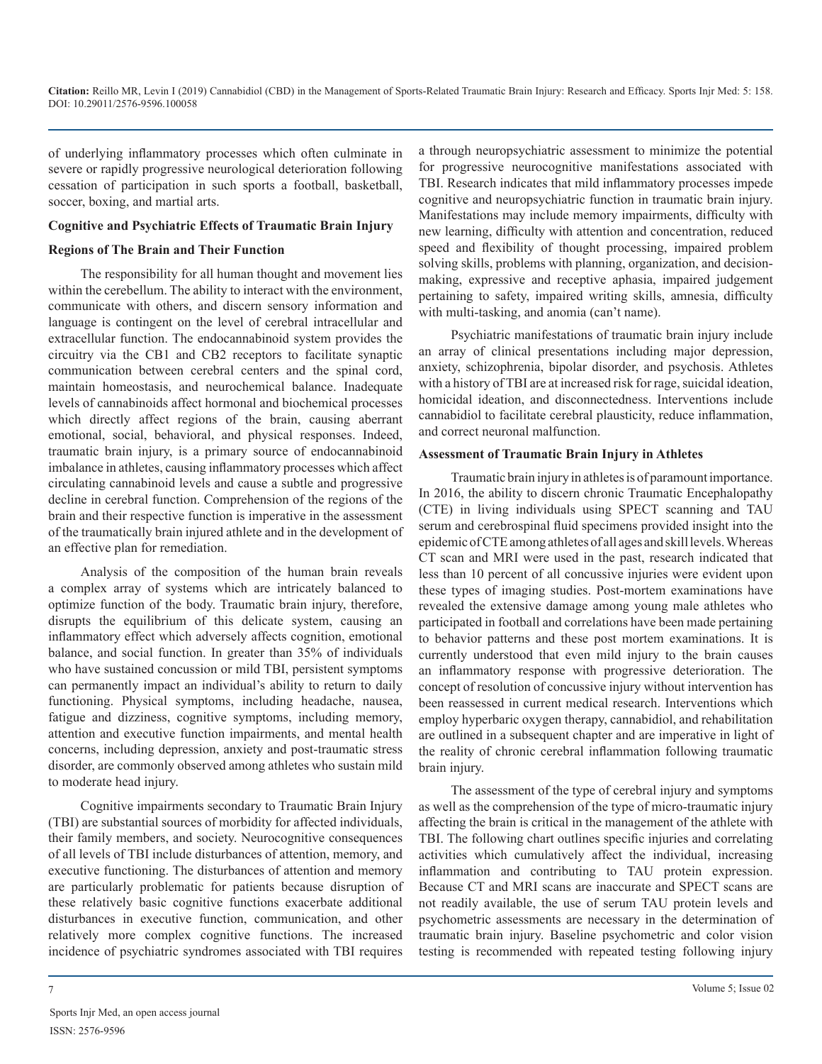of underlying inflammatory processes which often culminate in severe or rapidly progressive neurological deterioration following cessation of participation in such sports a football, basketball, soccer, boxing, and martial arts.

## Cognitive and Psychiatric Effects of Traumatic Brain Injury

### Regions of The Brain and Their Function

The responsibility for all human thought and movement lies within the cerebellum. The ability to interact with the environment, communicate with others, and discern sensory information and language is contingent on the level of cerebral intracellular and extracellular function. The endocannabinoid system provides the circuitry via the CB1 and CB2 receptors to facilitate synaptic communication between cerebral centers and the spinal cord, maintain homeostasis, and neurochemical balance. Inadequate levels of cannabinoids affect hormonal and biochemical processes which directly affect regions of the brain, causing aberrant emotional, social, behavioral, and physical responses. Indeed, traumatic brain injury, is a primary source of endocannabinoid imbalance in athletes, causing inflammatory processes which affect circulating cannabinoid levels and cause a subtle and progressive decline in cerebral function. Comprehension of the regions of the brain and their respective function is imperative in the assessment of the traumatically brain injured athlete and in the development of an effective plan for remediation.

Analysis of the composition of the human brain reveals a complex array of systems which are intricately balanced to optimize function of the body. Traumatic brain injury, therefore, disrupts the equilibrium of this delicate system, causing an inflammatory effect which adversely affects cognition, emotional balance, and social function. In greater than 35% of individuals who have sustained concussion or mild TBI, persistent symptoms can permanently impact an individual's ability to return to daily functioning. Physical symptoms, including headache, nausea, fatigue and dizziness, cognitive symptoms, including memory, attention and executive function impairments, and mental health concerns, including depression, anxiety and post-traumatic stress disorder, are commonly observed among athletes who sustain mild to moderate head injury.

Cognitive impairments secondary to Traumatic Brain Injury (TBI) are substantial sources of morbidity for affected individuals, their family members, and society. Neurocognitive consequences of all levels of TBI include disturbances of attention, memory, and executive functioning. The disturbances of attention and memory are particularly problematic for patients because disruption of these relatively basic cognitive functions exacerbate additional disturbances in executive function, communication, and other relatively more complex cognitive functions. The increased incidence of psychiatric syndromes associated with TBI requires a through neuropsychiatric assessment to minimize the potential for progressive neurocognitive manifestations associated with TBI. Research indicates that mild inflammatory processes impede cognitive and neuropsychiatric function in traumatic brain injury. Manifestations may include memory impairments, difficulty with new learning, difficulty with attention and concentration, reduced speed and flexibility of thought processing, impaired problem solving skills, problems with planning, organization, and decision-making, expressive and receptive aphasia, impaired judgement pertaining to safety, impaired writing skills, amnesia, difficulty with multi-tasking, and anomia (can't name).

Psychiatric manifestations of traumatic brain injury include an array of clinical presentations including major depression, anxiety, schizophrenia, bipolar disorder, and psychosis. Athletes with a history of TBI are at increased risk for rage, suicidal ideation, homicidal ideation, and disconnectedness. Interventions include cannabidiol to facilitate cerebral plausticity, reduce inflammation, and correct neuronal malfunction.

### Assessment of Traumatic Brain Injury in Athletes

Traumatic brain injury in athletes is of paramount importance. In 2016, the ability to discern chronic Traumatic Encephalopathy (CTE) in living individuals using SPECT scanning and TAU serum and cerebrospinal fluid specimens provided insight into the epidemic of CTE among athletes of all ages and skill levels. Whereas CT scan and MRI were used in the past, research indicated that less than 10 percent of all concussive injuries were evident upon these types of imaging studies. Post-mortem examinations have revealed the extensive damage among young male athletes who participated in football and correlations have been made pertaining to behavior patterns and these post mortem examinations. It is currently understood that even mild injury to the brain causes an inflammatory response with progressive deterioration. The concept of resolution of concussive injury without intervention has been reassessed in current medical research. Interventions which employ hyperbaric oxygen therapy, cannabidiol, and rehabilitation are outlined in a subsequent chapter and are imperative in light of the reality of chronic cerebral inflammation following traumatic brain injury.

The assessment of the type of cerebral injury and symptoms as well as the comprehension of the type of micro-traumatic injury affecting the brain is critical in the management of the athlete with TBI. The following chart outlines specific injuries and correlating activities which cumulatively affect the individual, increasing inflammation and contributing to TAU protein expression. Because CT and MRI scans are inaccurate and SPECT scans are not readily available, the use of serum TAU protein levels and psychometric assessments are necessary in the determination of traumatic brain injury. Baseline psychometric and color vision testing is recommended with repeated testing following injury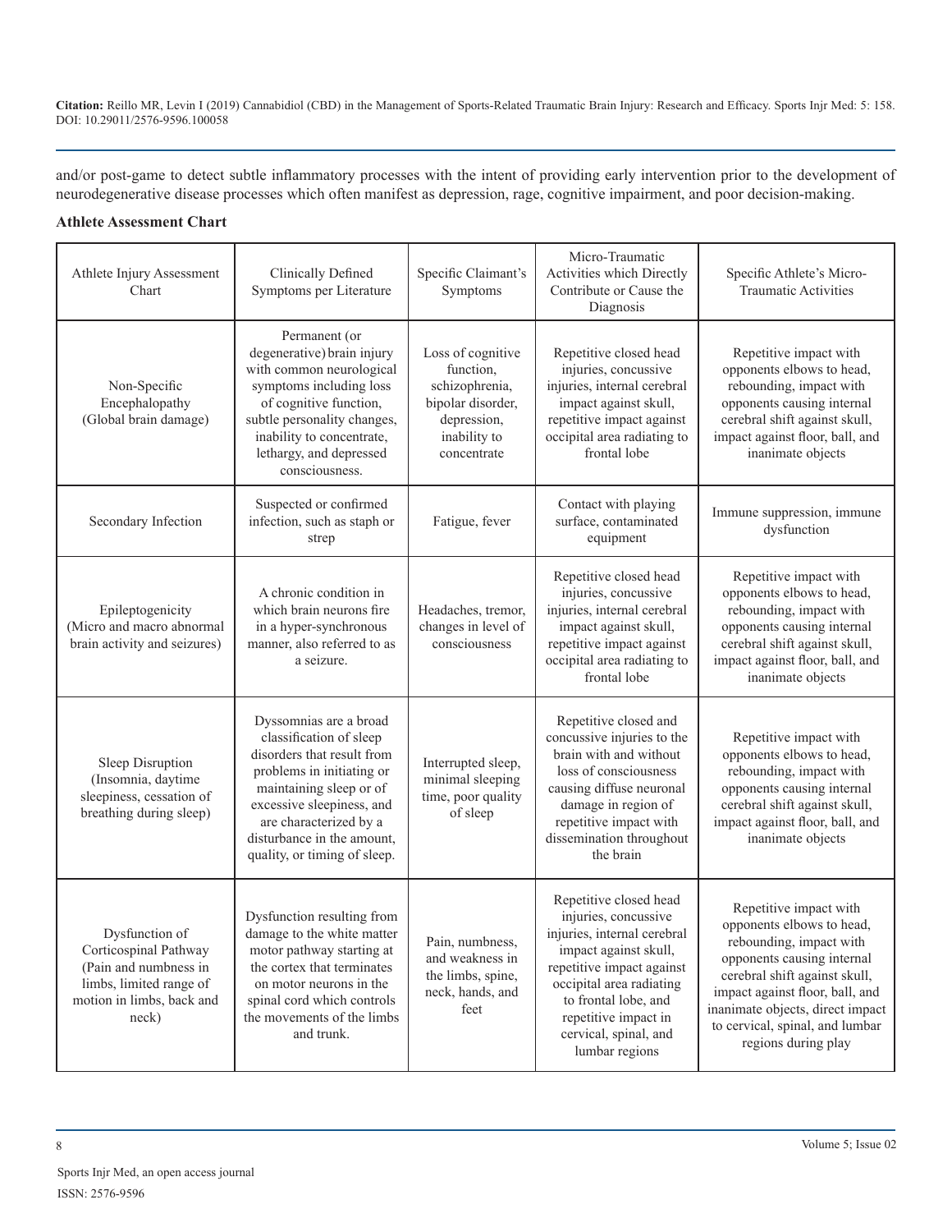and/or post-game to detect subtle inflammatory processes with the intent of providing early intervention prior to the development of neurodegenerative disease processes which often manifest as depression, rage, cognitive impairment, and poor decision-making.

**Athlete Assessment Chart**

| Athlete Injury Assessment Chart | Clinically Defined Symptoms per Literature | Specific Claimant's Symptoms | Micro-Traumatic Activities which Directly Contribute or Cause the Diagnosis | Specific Athlete's Micro-Traumatic Activities |
|---|---|---|---|---|
| Non-Specific Encephalopathy (Global brain damage) | Permanent (or degenerative) brain injury with common neurological symptoms including loss of cognitive function, subtle personality changes, inability to concentrate, lethargy, and depressed consciousness. | Loss of cognitive function, schizophrenia, bipolar disorder, depression, inability to concentrate | Repetitive closed head injuries, concussive injuries, internal cerebral impact against skull, repetitive impact against occipital area radiating to frontal lobe | Repetitive impact with opponents elbows to head, rebounding, impact with opponents causing internal cerebral shift against skull, impact against floor, ball, and inanimate objects |
| Secondary Infection | Suspected or confirmed infection, such as staph or strep | Fatigue, fever | Contact with playing surface, contaminated equipment | Immune suppression, immune dysfunction |
| Epileptogenicity (Micro and macro abnormal brain activity and seizures) | A chronic condition in which brain neurons fire in a hyper-synchronous manner, also referred to as a seizure. | Headaches, tremor, changes in level of consciousness | Repetitive closed head injuries, concussive injuries, internal cerebral impact against skull, repetitive impact against occipital area radiating to frontal lobe | Repetitive impact with opponents elbows to head, rebounding, impact with opponents causing internal cerebral shift against skull, impact against floor, ball, and inanimate objects |
| Sleep Disruption (Insomnia, daytime sleepiness, cessation of breathing during sleep) | Dyssomnias are a broad classification of sleep disorders that result from problems in initiating or maintaining sleep or of excessive sleepiness, and are characterized by a disturbance in the amount, quality, or timing of sleep. | Interrupted sleep, minimal sleeping time, poor quality of sleep | Repetitive closed and concussive injuries to the brain with and without loss of consciousness causing diffuse neuronal damage in region of repetitive impact with dissemination throughout the brain | Repetitive impact with opponents elbows to head, rebounding, impact with opponents causing internal cerebral shift against skull, impact against floor, ball, and inanimate objects |
| Dysfunction of Corticospinal Pathway (Pain and numbness in limbs, limited range of motion in limbs, back and neck) | Dysfunction resulting from damage to the white matter motor pathway starting at the cortex that terminates on motor neurons in the spinal cord which controls the movements of the limbs and trunk. | Pain, numbness, and weakness in the limbs, spine, neck, hands, and feet | Repetitive closed head injuries, concussive injuries, internal cerebral impact against skull, repetitive impact against occipital area radiating to frontal lobe, and repetitive impact in cervical, spinal, and lumbar regions | Repetitive impact with opponents elbows to head, rebounding, impact with opponents causing internal cerebral shift against skull, impact against floor, ball, and inanimate objects, direct impact to cervical, spinal, and lumbar regions during play |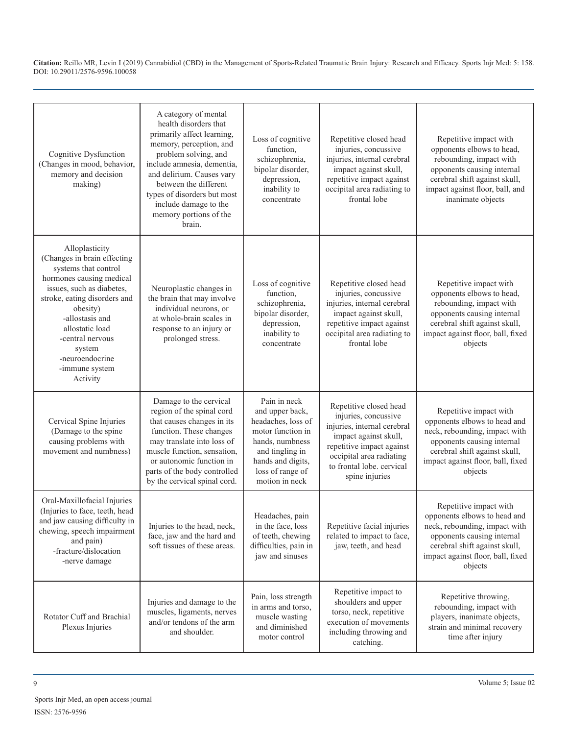| | | | | |
|---|---|---|---|---|
| Cognitive Dysfunction (Changes in mood, behavior, memory and decision making) | A category of mental health disorders that primarily affect learning, memory, perception, and problem solving, and include amnesia, dementia, and delirium. Causes vary between the different types of disorders but most include damage to the memory portions of the brain. | Loss of cognitive function, schizophrenia, bipolar disorder, depression, inability to concentrate | Repetitive closed head injuries, concussive injuries, internal cerebral impact against skull, repetitive impact against occipital area radiating to frontal lobe | Repetitive impact with opponents elbows to head, rebounding, impact with opponents causing internal cerebral shift against skull, impact against floor, ball, and inanimate objects |
| Alloplasticity (Changes in brain effecting systems that control hormones causing medical issues, such as diabetes, stroke, eating disorders and obesity) -allostasis and allostatic load -central nervous system -neuroendocrine -immune system Activity | Neuroplastic changes in the brain that may involve individual neurons, or at whole-brain scales in response to an injury or prolonged stress. | Loss of cognitive function, schizophrenia, bipolar disorder, depression, inability to concentrate | Repetitive closed head injuries, concussive injuries, internal cerebral impact against skull, repetitive impact against occipital area radiating to frontal lobe | Repetitive impact with opponents elbows to head, rebounding, impact with opponents causing internal cerebral shift against skull, impact against floor, ball, fixed objects |
| Cervical Spine Injuries (Damage to the spine causing problems with movement and numbness) | Damage to the cervical region of the spinal cord that causes changes in its function. These changes may translate into loss of muscle function, sensation, or autonomic function in parts of the body controlled by the cervical spinal cord. | Pain in neck and upper back, headaches, loss of motor function in hands, numbness and tingling in hands and digits, loss of range of motion in neck | Repetitive closed head injuries, concussive injuries, internal cerebral impact against skull, repetitive impact against occipital area radiating to frontal lobe. cervical spine injuries | Repetitive impact with opponents elbows to head and neck, rebounding, impact with opponents causing internal cerebral shift against skull, impact against floor, ball, fixed objects |
| Oral-Maxillofacial Injuries (Injuries to face, teeth, head and jaw causing difficulty in chewing, speech impairment and pain) -fracture/dislocation -nerve damage | Injuries to the head, neck, face, jaw and the hard and soft tissues of these areas. | Headaches, pain in the face, loss of teeth, chewing difficulties, pain in jaw and sinuses | Repetitive facial injuries related to impact to face, jaw, teeth, and head | Repetitive impact with opponents elbows to head and neck, rebounding, impact with opponents causing internal cerebral shift against skull, impact against floor, ball, fixed objects |
| Rotator Cuff and Brachial Plexus Injuries | Injuries and damage to the muscles, ligaments, nerves and/or tendons of the arm and shoulder. | Pain, loss strength in arms and torso, muscle wasting and diminished motor control | Repetitive impact to shoulders and upper torso, neck, repetitive execution of movements including throwing and catching. | Repetitive throwing, rebounding, impact with players, inanimate objects, strain and minimal recovery time after injury |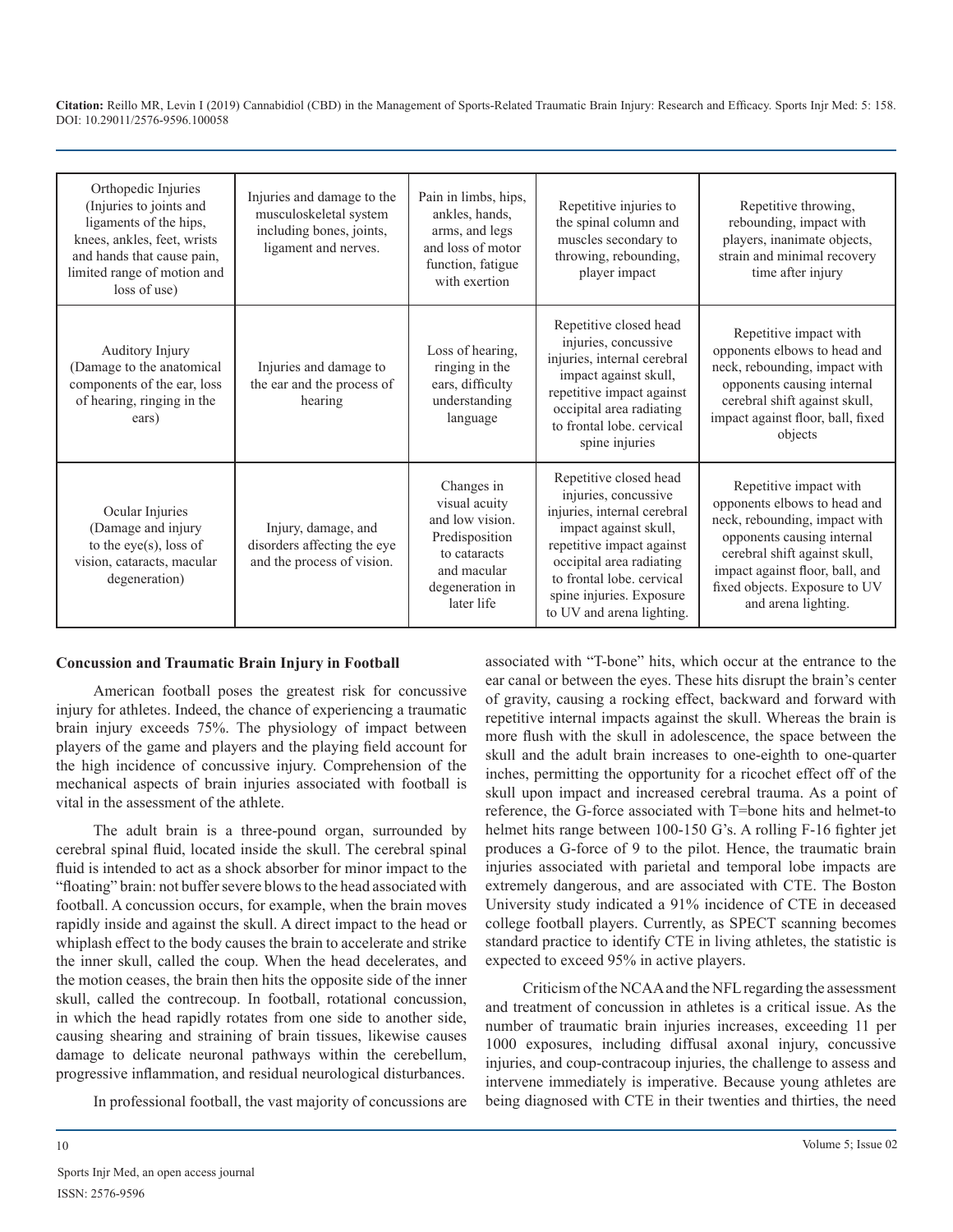| Orthopedic Injuries (Injuries to joints and ligaments of the hips, knees, ankles, feet, wrists and hands that cause pain, limited range of motion and loss of use) | Injuries and damage to the musculoskeletal system including bones, joints, ligament and nerves. | Pain in limbs, hips, ankles, hands, arms, and legs and loss of motor function, fatigue with exertion | Repetitive injuries to the spinal column and muscles secondary to throwing, rebounding, player impact | Repetitive throwing, rebounding, impact with players, inanimate objects, strain and minimal recovery time after injury |
|---|---|---|---|---|
| Auditory Injury (Damage to the anatomical components of the ear, loss of hearing, ringing in the ears) | Injuries and damage to the ear and the process of hearing | Loss of hearing, ringing in the ears, difficulty understanding language | Repetitive closed head injuries, concussive injuries, internal cerebral impact against skull, repetitive impact against occipital area radiating to frontal lobe. cervical spine injuries | Repetitive impact with opponents elbows to head and neck, rebounding, impact with opponents causing internal cerebral shift against skull, impact against floor, ball, fixed objects |
| Ocular Injuries (Damage and injury to the eye(s), loss of vision, cataracts, macular degeneration) | Injury, damage, and disorders affecting the eye and the process of vision. | Changes in visual acuity and low vision. Predisposition to cataracts and macular degeneration in later life | Repetitive closed head injuries, concussive injuries, internal cerebral impact against skull, repetitive impact against occipital area radiating to frontal lobe. cervical spine injuries. Exposure to UV and arena lighting. | Repetitive impact with opponents elbows to head and neck, rebounding, impact with opponents causing internal cerebral shift against skull, impact against floor, ball, and fixed objects. Exposure to UV and arena lighting. |

**Concussion and Traumatic Brain Injury in Football**

American football poses the greatest risk for concussive injury for athletes. Indeed, the chance of experiencing a traumatic brain injury exceeds 75%. The physiology of impact between players of the game and players and the playing field account for the high incidence of concussive injury. Comprehension of the mechanical aspects of brain injuries associated with football is vital in the assessment of the athlete.

The adult brain is a three-pound organ, surrounded by cerebral spinal fluid, located inside the skull. The cerebral spinal fluid is intended to act as a shock absorber for minor impact to the "floating" brain: not buffer severe blows to the head associated with football. A concussion occurs, for example, when the brain moves rapidly inside and against the skull. A direct impact to the head or whiplash effect to the body causes the brain to accelerate and strike the inner skull, called the coup. When the head decelerates, and the motion ceases, the brain then hits the opposite side of the inner skull, called the contrecoup. In football, rotational concussion, in which the head rapidly rotates from one side to another side, causing shearing and straining of brain tissues, likewise causes damage to delicate neuronal pathways within the cerebellum, progressive inflammation, and residual neurological disturbances.

In professional football, the vast majority of concussions are associated with "T-bone" hits, which occur at the entrance to the ear canal or between the eyes. These hits disrupt the brain's center of gravity, causing a rocking effect, backward and forward with repetitive internal impacts against the skull. Whereas the brain is more flush with the skull in adolescence, the space between the skull and the adult brain increases to one-eighth to one-quarter inches, permitting the opportunity for a ricochet effect off of the skull upon impact and increased cerebral trauma. As a point of reference, the G-force associated with T=bone hits and helmet-to helmet hits range between 100-150 G's. A rolling F-16 fighter jet produces a G-force of 9 to the pilot. Hence, the traumatic brain injuries associated with parietal and temporal lobe impacts are extremely dangerous, and are associated with CTE. The Boston University study indicated a 91% incidence of CTE in deceased college football players. Currently, as SPECT scanning becomes standard practice to identify CTE in living athletes, the statistic is expected to exceed 95% in active players.

Criticism of the NCAA and the NFL regarding the assessment and treatment of concussion in athletes is a critical issue. As the number of traumatic brain injuries increases, exceeding 11 per 1000 exposures, including diffusal axonal injury, concussive injuries, and coup-contracoup injuries, the challenge to assess and intervene immediately is imperative. Because young athletes are being diagnosed with CTE in their twenties and thirties, the need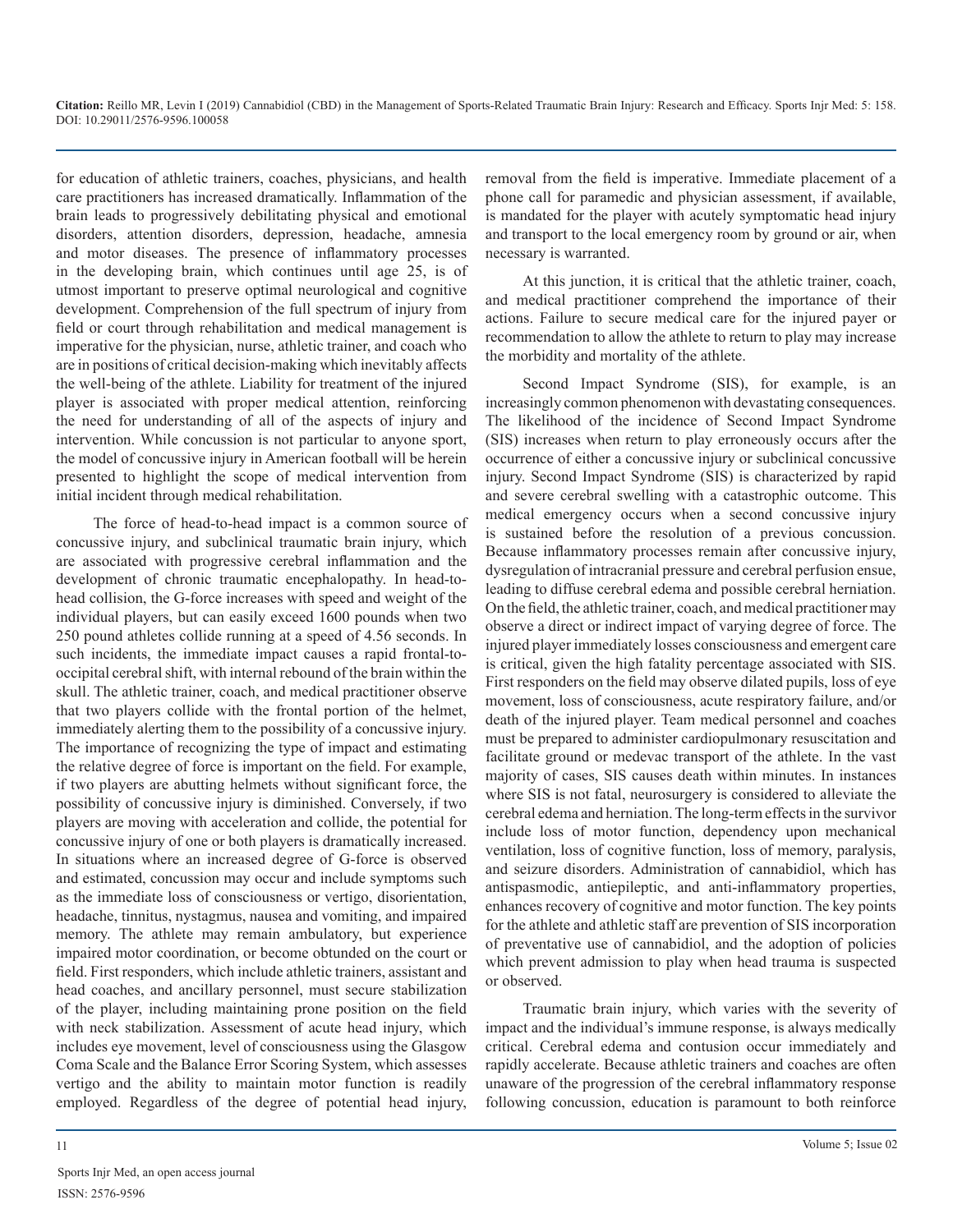for education of athletic trainers, coaches, physicians, and health care practitioners has increased dramatically. Inflammation of the brain leads to progressively debilitating physical and emotional disorders, attention disorders, depression, headache, amnesia and motor diseases. The presence of inflammatory processes in the developing brain, which continues until age 25, is of utmost important to preserve optimal neurological and cognitive development. Comprehension of the full spectrum of injury from field or court through rehabilitation and medical management is imperative for the physician, nurse, athletic trainer, and coach who are in positions of critical decision-making which inevitably affects the well-being of the athlete. Liability for treatment of the injured player is associated with proper medical attention, reinforcing the need for understanding of all of the aspects of injury and intervention. While concussion is not particular to anyone sport, the model of concussive injury in American football will be herein presented to highlight the scope of medical intervention from initial incident through medical rehabilitation.

The force of head-to-head impact is a common source of concussive injury, and subclinical traumatic brain injury, which are associated with progressive cerebral inflammation and the development of chronic traumatic encephalopathy. In head-to-head collision, the G-force increases with speed and weight of the individual players, but can easily exceed 1600 pounds when two 250 pound athletes collide running at a speed of 4.56 seconds. In such incidents, the immediate impact causes a rapid frontal-to-occipital cerebral shift, with internal rebound of the brain within the skull. The athletic trainer, coach, and medical practitioner observe that two players collide with the frontal portion of the helmet, immediately alerting them to the possibility of a concussive injury. The importance of recognizing the type of impact and estimating the relative degree of force is important on the field. For example, if two players are abutting helmets without significant force, the possibility of concussive injury is diminished. Conversely, if two players are moving with acceleration and collide, the potential for concussive injury of one or both players is dramatically increased. In situations where an increased degree of G-force is observed and estimated, concussion may occur and include symptoms such as the immediate loss of consciousness or vertigo, disorientation, headache, tinnitus, nystagmus, nausea and vomiting, and impaired memory. The athlete may remain ambulatory, but experience impaired motor coordination, or become obtunded on the court or field. First responders, which include athletic trainers, assistant and head coaches, and ancillary personnel, must secure stabilization of the player, including maintaining prone position on the field with neck stabilization. Assessment of acute head injury, which includes eye movement, level of consciousness using the Glasgow Coma Scale and the Balance Error Scoring System, which assesses vertigo and the ability to maintain motor function is readily employed. Regardless of the degree of potential head injury, removal from the field is imperative. Immediate placement of a phone call for paramedic and physician assessment, if available, is mandated for the player with acutely symptomatic head injury and transport to the local emergency room by ground or air, when necessary is warranted.

At this junction, it is critical that the athletic trainer, coach, and medical practitioner comprehend the importance of their actions. Failure to secure medical care for the injured payer or recommendation to allow the athlete to return to play may increase the morbidity and mortality of the athlete.

Second Impact Syndrome (SIS), for example, is an increasingly common phenomenon with devastating consequences. The likelihood of the incidence of Second Impact Syndrome (SIS) increases when return to play erroneously occurs after the occurrence of either a concussive injury or subclinical concussive injury. Second Impact Syndrome (SIS) is characterized by rapid and severe cerebral swelling with a catastrophic outcome. This medical emergency occurs when a second concussive injury is sustained before the resolution of a previous concussion. Because inflammatory processes remain after concussive injury, dysregulation of intracranial pressure and cerebral perfusion ensue, leading to diffuse cerebral edema and possible cerebral herniation. On the field, the athletic trainer, coach, and medical practitioner may observe a direct or indirect impact of varying degree of force. The injured player immediately losses consciousness and emergent care is critical, given the high fatality percentage associated with SIS. First responders on the field may observe dilated pupils, loss of eye movement, loss of consciousness, acute respiratory failure, and/or death of the injured player. Team medical personnel and coaches must be prepared to administer cardiopulmonary resuscitation and facilitate ground or medevac transport of the athlete. In the vast majority of cases, SIS causes death within minutes. In instances where SIS is not fatal, neurosurgery is considered to alleviate the cerebral edema and herniation. The long-term effects in the survivor include loss of motor function, dependency upon mechanical ventilation, loss of cognitive function, loss of memory, paralysis, and seizure disorders. Administration of cannabidiol, which has antispasmodic, antiepileptic, and anti-inflammatory properties, enhances recovery of cognitive and motor function. The key points for the athlete and athletic staff are prevention of SIS incorporation of preventative use of cannabidiol, and the adoption of policies which prevent admission to play when head trauma is suspected or observed.

Traumatic brain injury, which varies with the severity of impact and the individual's immune response, is always medically critical. Cerebral edema and contusion occur immediately and rapidly accelerate. Because athletic trainers and coaches are often unaware of the progression of the cerebral inflammatory response following concussion, education is paramount to both reinforce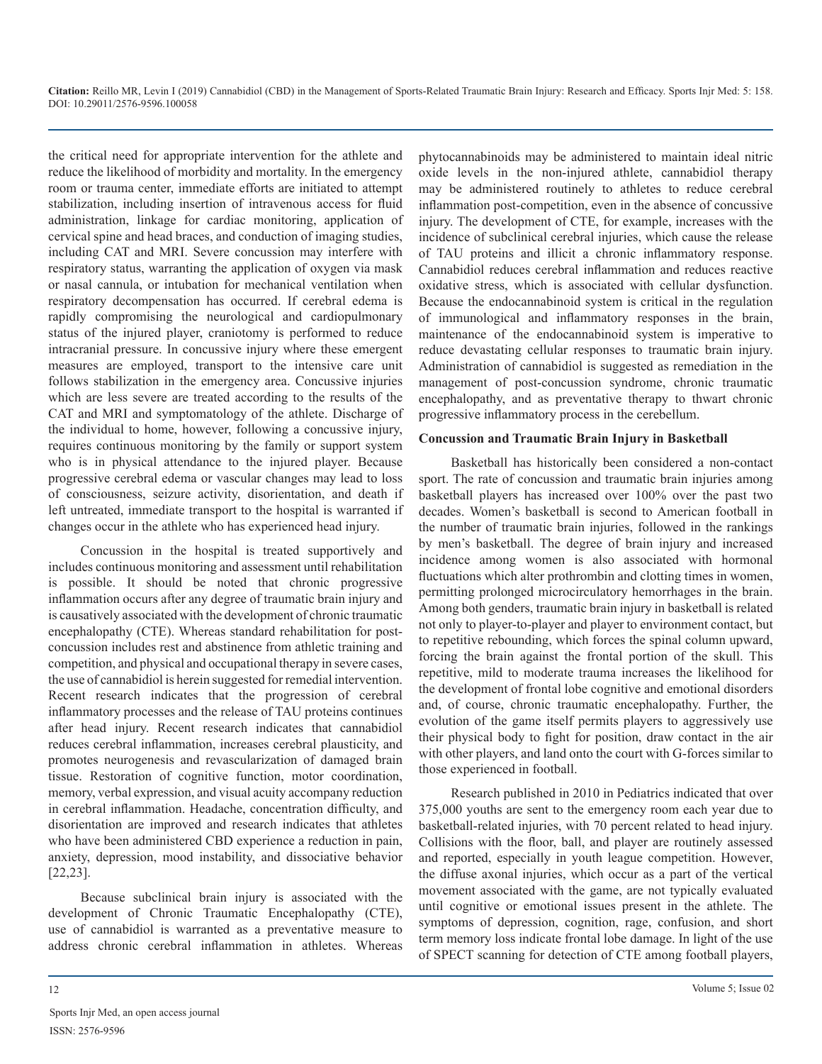the critical need for appropriate intervention for the athlete and reduce the likelihood of morbidity and mortality. In the emergency room or trauma center, immediate efforts are initiated to attempt stabilization, including insertion of intravenous access for fluid administration, linkage for cardiac monitoring, application of cervical spine and head braces, and conduction of imaging studies, including CAT and MRI. Severe concussion may interfere with respiratory status, warranting the application of oxygen via mask or nasal cannula, or intubation for mechanical ventilation when respiratory decompensation has occurred. If cerebral edema is rapidly compromising the neurological and cardiopulmonary status of the injured player, craniotomy is performed to reduce intracranial pressure. In concussive injury where these emergent measures are employed, transport to the intensive care unit follows stabilization in the emergency area. Concussive injuries which are less severe are treated according to the results of the CAT and MRI and symptomatology of the athlete. Discharge of the individual to home, however, following a concussive injury, requires continuous monitoring by the family or support system who is in physical attendance to the injured player. Because progressive cerebral edema or vascular changes may lead to loss of consciousness, seizure activity, disorientation, and death if left untreated, immediate transport to the hospital is warranted if changes occur in the athlete who has experienced head injury.

Concussion in the hospital is treated supportively and includes continuous monitoring and assessment until rehabilitation is possible. It should be noted that chronic progressive inflammation occurs after any degree of traumatic brain injury and is causatively associated with the development of chronic traumatic encephalopathy (CTE). Whereas standard rehabilitation for post-concussion includes rest and abstinence from athletic training and competition, and physical and occupational therapy in severe cases, the use of cannabidiol is herein suggested for remedial intervention. Recent research indicates that the progression of cerebral inflammatory processes and the release of TAU proteins continues after head injury. Recent research indicates that cannabidiol reduces cerebral inflammation, increases cerebral plausticity, and promotes neurogenesis and revascularization of damaged brain tissue. Restoration of cognitive function, motor coordination, memory, verbal expression, and visual acuity accompany reduction in cerebral inflammation. Headache, concentration difficulty, and disorientation are improved and research indicates that athletes who have been administered CBD experience a reduction in pain, anxiety, depression, mood instability, and dissociative behavior [22,23].

Because subclinical brain injury is associated with the development of Chronic Traumatic Encephalopathy (CTE), use of cannabidiol is warranted as a preventative measure to address chronic cerebral inflammation in athletes. Whereas phytocannabinoids may be administered to maintain ideal nitric oxide levels in the non-injured athlete, cannabidiol therapy may be administered routinely to athletes to reduce cerebral inflammation post-competition, even in the absence of concussive injury. The development of CTE, for example, increases with the incidence of subclinical cerebral injuries, which cause the release of TAU proteins and illicit a chronic inflammatory response. Cannabidiol reduces cerebral inflammation and reduces reactive oxidative stress, which is associated with cellular dysfunction. Because the endocannabinoid system is critical in the regulation of immunological and inflammatory responses in the brain, maintenance of the endocannabinoid system is imperative to reduce devastating cellular responses to traumatic brain injury. Administration of cannabidiol is suggested as remediation in the management of post-concussion syndrome, chronic traumatic encephalopathy, and as preventative therapy to thwart chronic progressive inflammatory process in the cerebellum.

**Concussion and Traumatic Brain Injury in Basketball**

Basketball has historically been considered a non-contact sport. The rate of concussion and traumatic brain injuries among basketball players has increased over 100% over the past two decades. Women's basketball is second to American football in the number of traumatic brain injuries, followed in the rankings by men's basketball. The degree of brain injury and increased incidence among women is also associated with hormonal fluctuations which alter prothrombin and clotting times in women, permitting prolonged microcirculatory hemorrhages in the brain. Among both genders, traumatic brain injury in basketball is related not only to player-to-player and player to environment contact, but to repetitive rebounding, which forces the spinal column upward, forcing the brain against the frontal portion of the skull. This repetitive, mild to moderate trauma increases the likelihood for the development of frontal lobe cognitive and emotional disorders and, of course, chronic traumatic encephalopathy. Further, the evolution of the game itself permits players to aggressively use their physical body to fight for position, draw contact in the air with other players, and land onto the court with G-forces similar to those experienced in football.

Research published in 2010 in Pediatrics indicated that over 375,000 youths are sent to the emergency room each year due to basketball-related injuries, with 70 percent related to head injury. Collisions with the floor, ball, and player are routinely assessed and reported, especially in youth league competition. However, the diffuse axonal injuries, which occur as a part of the vertical movement associated with the game, are not typically evaluated until cognitive or emotional issues present in the athlete. The symptoms of depression, cognition, rage, confusion, and short term memory loss indicate frontal lobe damage. In light of the use of SPECT scanning for detection of CTE among football players,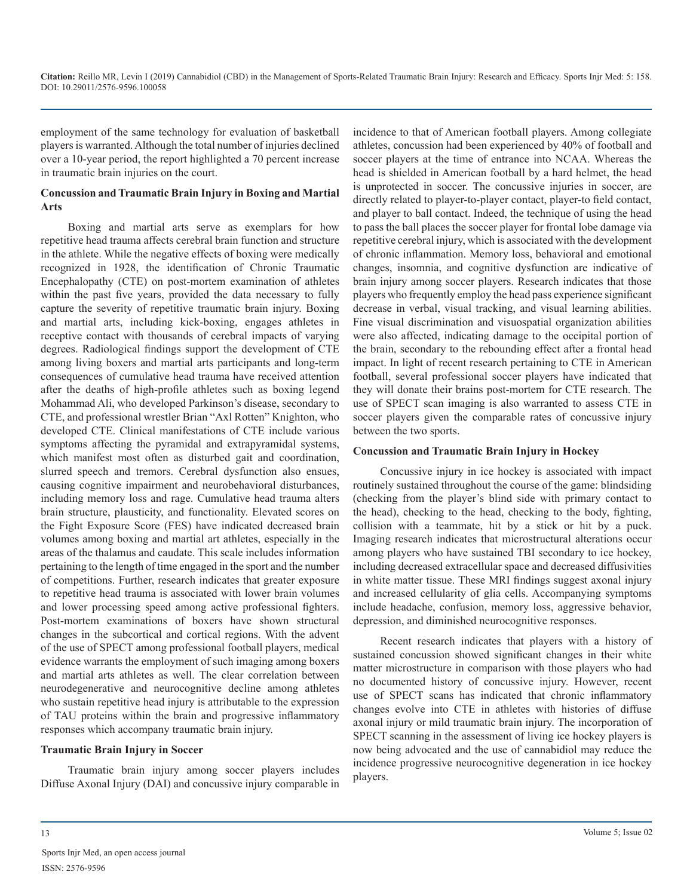employment of the same technology for evaluation of basketball players is warranted. Although the total number of injuries declined over a 10-year period, the report highlighted a 70 percent increase in traumatic brain injuries on the court.

### Concussion and Traumatic Brain Injury in Boxing and Martial Arts

Boxing and martial arts serve as exemplars for how repetitive head trauma affects cerebral brain function and structure in the athlete. While the negative effects of boxing were medically recognized in 1928, the identification of Chronic Traumatic Encephalopathy (CTE) on post-mortem examination of athletes within the past five years, provided the data necessary to fully capture the severity of repetitive traumatic brain injury. Boxing and martial arts, including kick-boxing, engages athletes in receptive contact with thousands of cerebral impacts of varying degrees. Radiological findings support the development of CTE among living boxers and martial arts participants and long-term consequences of cumulative head trauma have received attention after the deaths of high-profile athletes such as boxing legend Mohammad Ali, who developed Parkinson's disease, secondary to CTE, and professional wrestler Brian "Axl Rotten" Knighton, who developed CTE. Clinical manifestations of CTE include various symptoms affecting the pyramidal and extrapyramidal systems, which manifest most often as disturbed gait and coordination, slurred speech and tremors. Cerebral dysfunction also ensues, causing cognitive impairment and neurobehavioral disturbances, including memory loss and rage. Cumulative head trauma alters brain structure, plausticity, and functionality. Elevated scores on the Fight Exposure Score (FES) have indicated decreased brain volumes among boxing and martial art athletes, especially in the areas of the thalamus and caudate. This scale includes information pertaining to the length of time engaged in the sport and the number of competitions. Further, research indicates that greater exposure to repetitive head trauma is associated with lower brain volumes and lower processing speed among active professional fighters. Post-mortem examinations of boxers have shown structural changes in the subcortical and cortical regions. With the advent of the use of SPECT among professional football players, medical evidence warrants the employment of such imaging among boxers and martial arts athletes as well. The clear correlation between neurodegenerative and neurocognitive decline among athletes who sustain repetitive head injury is attributable to the expression of TAU proteins within the brain and progressive inflammatory responses which accompany traumatic brain injury.

### Traumatic Brain Injury in Soccer

Traumatic brain injury among soccer players includes Diffuse Axonal Injury (DAI) and concussive injury comparable in incidence to that of American football players. Among collegiate athletes, concussion had been experienced by 40% of football and soccer players at the time of entrance into NCAA. Whereas the head is shielded in American football by a hard helmet, the head is unprotected in soccer. The concussive injuries in soccer, are directly related to player-to-player contact, player-to field contact, and player to ball contact. Indeed, the technique of using the head to pass the ball places the soccer player for frontal lobe damage via repetitive cerebral injury, which is associated with the development of chronic inflammation. Memory loss, behavioral and emotional changes, insomnia, and cognitive dysfunction are indicative of brain injury among soccer players. Research indicates that those players who frequently employ the head pass experience significant decrease in verbal, visual tracking, and visual learning abilities. Fine visual discrimination and visuospatial organization abilities were also affected, indicating damage to the occipital portion of the brain, secondary to the rebounding effect after a frontal head impact. In light of recent research pertaining to CTE in American football, several professional soccer players have indicated that they will donate their brains post-mortem for CTE research. The use of SPECT scan imaging is also warranted to assess CTE in soccer players given the comparable rates of concussive injury between the two sports.

### Concussion and Traumatic Brain Injury in Hockey

Concussive injury in ice hockey is associated with impact routinely sustained throughout the course of the game: blindsiding (checking from the player's blind side with primary contact to the head), checking to the head, checking to the body, fighting, collision with a teammate, hit by a stick or hit by a puck. Imaging research indicates that microstructural alterations occur among players who have sustained TBI secondary to ice hockey, including decreased extracellular space and decreased diffusivities in white matter tissue. These MRI findings suggest axonal injury and increased cellularity of glia cells. Accompanying symptoms include headache, confusion, memory loss, aggressive behavior, depression, and diminished neurocognitive responses.

Recent research indicates that players with a history of sustained concussion showed significant changes in their white matter microstructure in comparison with those players who had no documented history of concussive injury. However, recent use of SPECT scans has indicated that chronic inflammatory changes evolve into CTE in athletes with histories of diffuse axonal injury or mild traumatic brain injury. The incorporation of SPECT scanning in the assessment of living ice hockey players is now being advocated and the use of cannabidiol may reduce the incidence progressive neurocognitive degeneration in ice hockey players.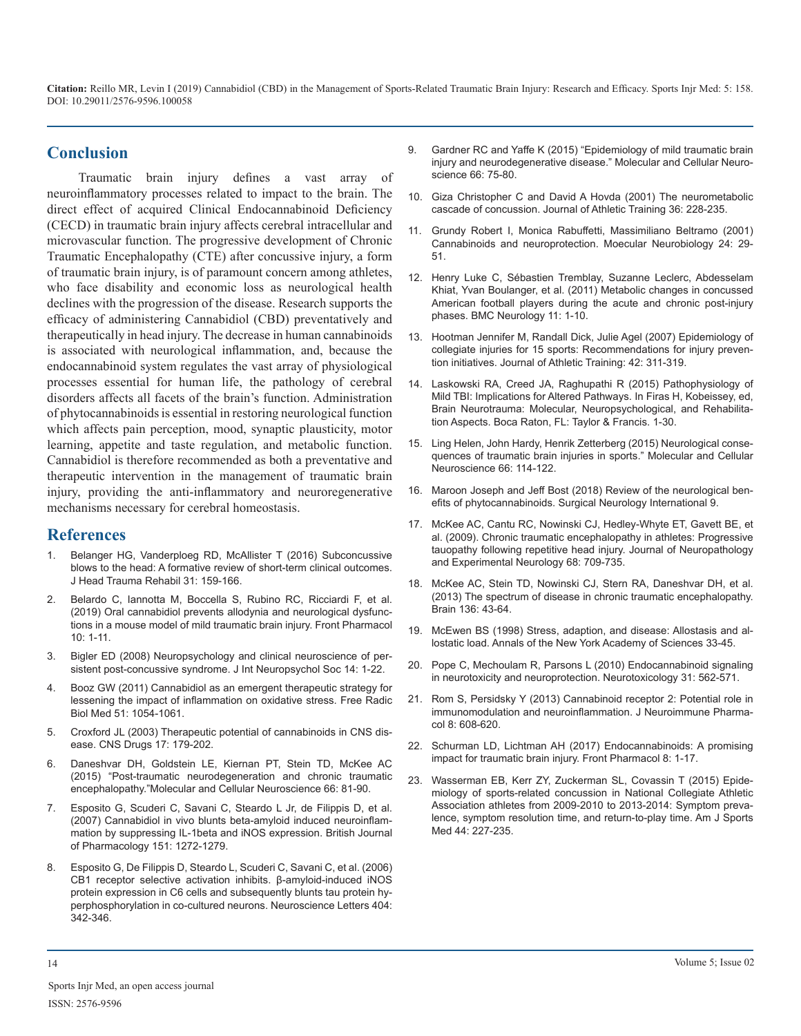## Conclusion

Traumatic brain injury defines a vast array of neuroinflammatory processes related to impact to the brain. The direct effect of acquired Clinical Endocannabinoid Deficiency (CECD) in traumatic brain injury affects cerebral intracellular and microvascular function. The progressive development of Chronic Traumatic Encephalopathy (CTE) after concussive injury, a form of traumatic brain injury, is of paramount concern among athletes, who face disability and economic loss as neurological health declines with the progression of the disease. Research supports the efficacy of administering Cannabidiol (CBD) preventatively and therapeutically in head injury. The decrease in human cannabinoids is associated with neurological inflammation, and, because the endocannabinoid system regulates the vast array of physiological processes essential for human life, the pathology of cerebral disorders affects all facets of the brain's function. Administration of phytocannabinoids is essential in restoring neurological function which affects pain perception, mood, synaptic plausticity, motor learning, appetite and taste regulation, and metabolic function. Cannabidiol is therefore recommended as both a preventative and therapeutic intervention in the management of traumatic brain injury, providing the anti-inflammatory and neuroregenerative mechanisms necessary for cerebral homeostasis.

## References

1. Belanger HG, Vanderploeg RD, McAllister T (2016) Subconcussive blows to the head: A formative review of short-term clinical outcomes. J Head Trauma Rehabil 31: 159-166.
2. Belardo C, Iannotta M, Boccella S, Rubino RC, Ricciardi F, et al. (2019) Oral cannabidiol prevents allodynia and neurological dysfunctions in a mouse model of mild traumatic brain injury. Front Pharmacol 10: 1-11.
3. Bigler ED (2008) Neuropsychology and clinical neuroscience of persistent post-concussive syndrome. J Int Neuropsychol Soc 14: 1-22.
4. Booz GW (2011) Cannabidiol as an emergent therapeutic strategy for lessening the impact of inflammation on oxidative stress. Free Radic Biol Med 51: 1054-1061.
5. Croxford JL (2003) Therapeutic potential of cannabinoids in CNS disease. CNS Drugs 17: 179-202.
6. Daneshvar DH, Goldstein LE, Kiernan PT, Stein TD, McKee AC (2015) "Post-traumatic neurodegeneration and chronic traumatic encephalopathy."Molecular and Cellular Neuroscience 66: 81-90.
7. Esposito G, Scuderi C, Savani C, Steardo L Jr, de Filippis D, et al. (2007) Cannabidiol in vivo blunts beta-amyloid induced neuroinflammation by suppressing IL-1beta and iNOS expression. British Journal of Pharmacology 151: 1272-1279.
8. Esposito G, De Filippis D, Steardo L, Scuderi C, Savani C, et al. (2006) CB1 receptor selective activation inhibits. β-amyloid-induced iNOS protein expression in C6 cells and subsequently blunts tau protein hyperphosphorylation in co-cultured neurons. Neuroscience Letters 404: 342-346.
9. Gardner RC and Yaffe K (2015) "Epidemiology of mild traumatic brain injury and neurodegenerative disease." Molecular and Cellular Neuroscience 66: 75-80.
10. Giza Christopher C and David A Hovda (2001) The neurometabolic cascade of concussion. Journal of Athletic Training 36: 228-235.
11. Grundy Robert I, Monica Rabuffetti, Massimiliano Beltramo (2001) Cannabinoids and neuroprotection. Moecular Neurobiology 24: 29-51.
12. Henry Luke C, Sébastien Tremblay, Suzanne Leclerc, Abdesselam Khiat, Yvan Boulanger, et al. (2011) Metabolic changes in concussed American football players during the acute and chronic post-injury phases. BMC Neurology 11: 1-10.
13. Hootman Jennifer M, Randall Dick, Julie Agel (2007) Epidemiology of collegiate injuries for 15 sports: Recommendations for injury prevention initiatives. Journal of Athletic Training: 42: 311-319.
14. Laskowski RA, Creed JA, Raghupathi R (2015) Pathophysiology of Mild TBI: Implications for Altered Pathways. In Firas H, Kobeissey, ed, Brain Neurotrauma: Molecular, Neuropsychological, and Rehabilitation Aspects. Boca Raton, FL: Taylor & Francis. 1-30.
15. Ling Helen, John Hardy, Henrik Zetterberg (2015) Neurological consequences of traumatic brain injuries in sports." Molecular and Cellular Neuroscience 66: 114-122.
16. Maroon Joseph and Jeff Bost (2018) Review of the neurological benefits of phytocannabinoids. Surgical Neurology International 9.
17. McKee AC, Cantu RC, Nowinski CJ, Hedley-Whyte ET, Gavett BE, et al. (2009). Chronic traumatic encephalopathy in athletes: Progressive tauopathy following repetitive head injury. Journal of Neuropathology and Experimental Neurology 68: 709-735.
18. McKee AC, Stein TD, Nowinski CJ, Stern RA, Daneshvar DH, et al. (2013) The spectrum of disease in chronic traumatic encephalopathy. Brain 136: 43-64.
19. McEwen BS (1998) Stress, adaption, and disease: Allostasis and allostatic load. Annals of the New York Academy of Sciences 33-45.
20. Pope C, Mechoulam R, Parsons L (2010) Endocannabinoid signaling in neurotoxicity and neuroprotection. Neurotoxicology 31: 562-571.
21. Rom S, Persidsky Y (2013) Cannabinoid receptor 2: Potential role in immunomodulation and neuroinflammation. J Neuroimmune Pharmacol 8: 608-620.
22. Schurman LD, Lichtman AH (2017) Endocannabinoids: A promising impact for traumatic brain injury. Front Pharmacol 8: 1-17.
23. Wasserman EB, Kerr ZY, Zuckerman SL, Covassin T (2015) Epidemiology of sports-related concussion in National Collegiate Athletic Association athletes from 2009-2010 to 2013-2014: Symptom prevalence, symptom resolution time, and return-to-play time. Am J Sports Med 44: 227-235.